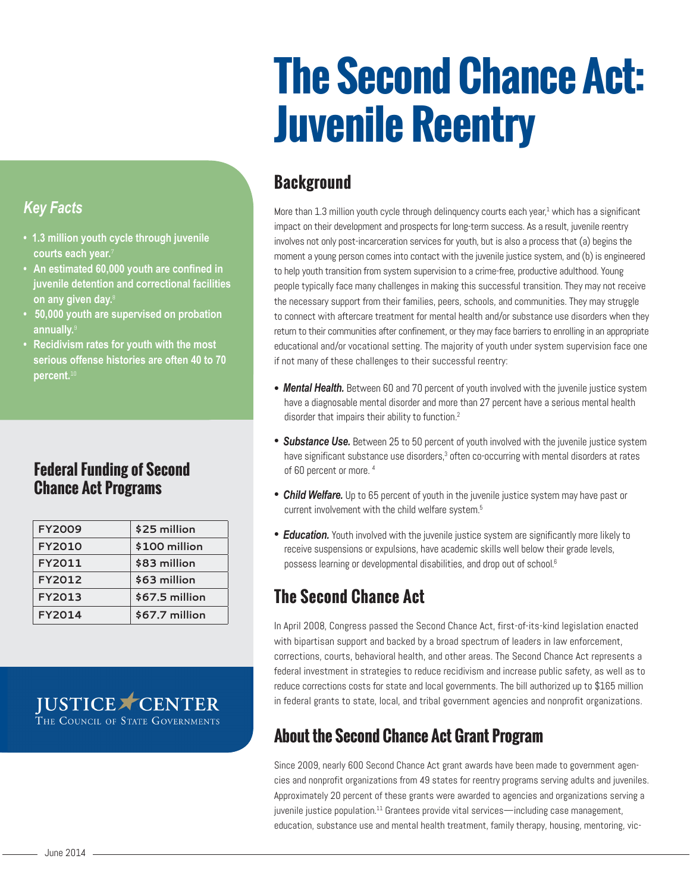# The Second Chance Act: Juvenile Reentry

## Background

More than 1.3 million youth cycle through delinquency courts each year,[1] which has a significant impact on their development and prospects for long-term success. As a result, juvenile reentry involves not only post-incarceration services for youth, but is also a process that (a) begins the moment a young person comes into contact with the juvenile justice system, and (b) is engineered to help youth transition from system supervision to a crime-free, productive adulthood. Young people typically face many challenges in making this successful transition. They may not receive the necessary support from their families, peers, schools, and communities. They may struggle to connect with aftercare treatment for mental health and/or substance use disorders when they return to their communities after confinement, or they may face barriers to enrolling in an appropriate educational and/or vocational setting. The majority of youth under system supervision face one if not many of these challenges to their successful reentry:

- ***Mental Health.*** Between 60 and 70 percent of youth involved with the juvenile justice system have a diagnosable mental disorder and more than 27 percent have a serious mental health disorder that impairs their ability to function.[2]
- ***Substance Use.*** Between 25 to 50 percent of youth involved with the juvenile justice system have significant substance use disorders,[3] often co-occurring with mental disorders at rates of 60 percent or more.[4]
- ***Child Welfare.*** Up to 65 percent of youth in the juvenile justice system may have past or current involvement with the child welfare system.[5]
- ***Education.*** Youth involved with the juvenile justice system are significantly more likely to receive suspensions or expulsions, have academic skills well below their grade levels, possess learning or developmental disabilities, and drop out of school.[6]

## The Second Chance Act

In April 2008, Congress passed the Second Chance Act, first-of-its-kind legislation enacted with bipartisan support and backed by a broad spectrum of leaders in law enforcement, corrections, courts, behavioral health, and other areas. The Second Chance Act represents a federal investment in strategies to reduce recidivism and increase public safety, as well as to reduce corrections costs for state and local governments. The bill authorized up to $165 million in federal grants to state, local, and tribal government agencies and nonprofit organizations.

## About the Second Chance Act Grant Program

Since 2009, nearly 600 Second Chance Act grant awards have been made to government agencies and nonprofit organizations from 49 states for reentry programs serving adults and juveniles. Approximately 20 percent of these grants were awarded to agencies and organizations serving a juvenile justice population.[11] Grantees provide vital services—including case management, education, substance use and mental health treatment, family therapy, housing, mentoring, vic-

### *Key Facts*

- **1.3 million youth cycle through juvenile courts each year.**[7]
- **An estimated 60,000 youth are confined in juvenile detention and correctional facilities on any given day.**[8]
- **50,000 youth are supervised on probation annually.**[9]
- **Recidivism rates for youth with the most serious offense histories are often 40 to 70 percent.**[10]

### Federal Funding of Second Chance Act Programs

| | |
|---|---|
| FY2009 | $25 million |
| FY2010 | $100 million |
| FY2011 | $83 million |
| FY2012 | $63 million |
| FY2013 | $67.5 million |
| FY2014 | $67.7 million |

JUSTICE CENTER
The Council of State Governments

June 2014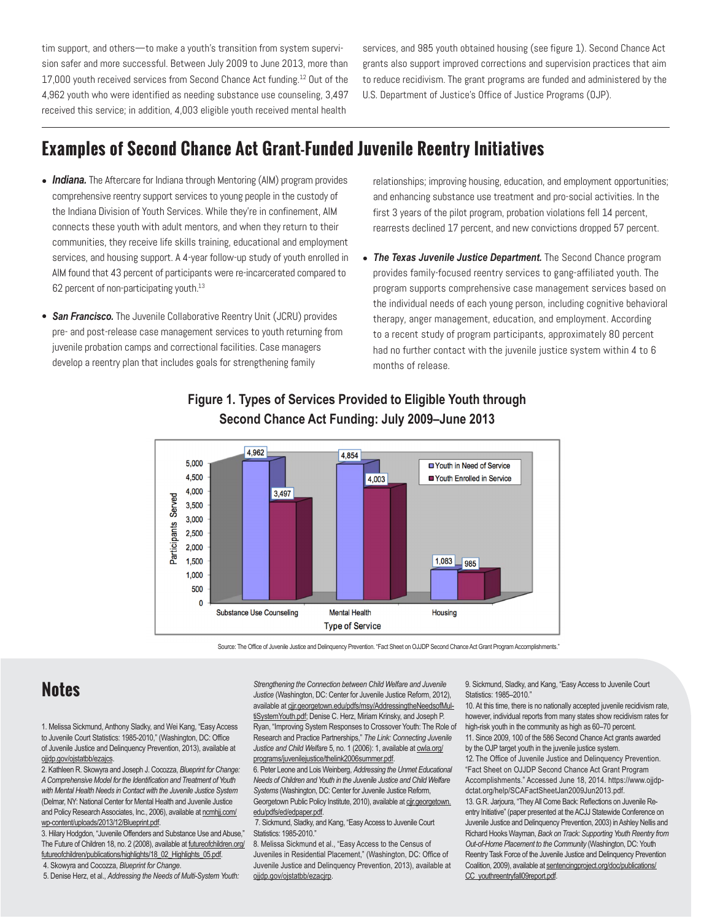tim support, and others—to make a youth's transition from system supervision safer and more successful. Between July 2009 to June 2013, more than 17,000 youth received services from Second Chance Act funding.[12] Out of the 4,962 youth who were identified as needing substance use counseling, 3,497 received this service; in addition, 4,003 eligible youth received mental health services, and 985 youth obtained housing (see figure 1). Second Chance Act grants also support improved corrections and supervision practices that aim to reduce recidivism. The grant programs are funded and administered by the U.S. Department of Justice's Office of Justice Programs (OJP).

## Examples of Second Chance Act Grant-Funded Juvenile Reentry Initiatives

- ***Indiana.*** The Aftercare for Indiana through Mentoring (AIM) program provides comprehensive reentry support services to young people in the custody of the Indiana Division of Youth Services. While they're in confinement, AIM connects these youth with adult mentors, and when they return to their communities, they receive life skills training, educational and employment services, and housing support. A 4-year follow-up study of youth enrolled in AIM found that 43 percent of participants were re-incarcerated compared to 62 percent of non-participating youth.[13]

- ***San Francisco.*** The Juvenile Collaborative Reentry Unit (JCRU) provides pre- and post-release case management services to youth returning from juvenile probation camps and correctional facilities. Case managers develop a reentry plan that includes goals for strengthening family relationships; improving housing, education, and employment opportunities; and enhancing substance use treatment and pro-social activities. In the first 3 years of the pilot program, probation violations fell 14 percent, rearrests declined 17 percent, and new convictions dropped 57 percent.

- ***The Texas Juvenile Justice Department.*** The Second Chance program provides family-focused reentry services to gang-affiliated youth. The program supports comprehensive case management services based on the individual needs of each young person, including cognitive behavioral therapy, anger management, education, and employment. According to a recent study of program participants, approximately 80 percent had no further contact with the juvenile justice system within 4 to 6 months of release.

**Figure 1. Types of Services Provided to Eligible Youth through Second Chance Act Funding: July 2009–June 2013**

Youth in Need of Service
Youth Enrolled in Service

Participants Served
0
500
1,000
1,500
2,000
2,500
3,000
3,500
4,000
4,500
5,000

Substance Use Counseling: 4,962 / 3,497
Mental Health: 4,854 / 4,003
Housing: 1,083 / 985

Type of Service

Source: The Office of Juvenile Justice and Delinquency Prevention. "Fact Sheet on OJJDP Second Chance Act Grant Program Accomplishments."

## Notes

1. Melissa Sickmund, Anthony Sladky, and Wei Kang, "Easy Access to Juvenile Court Statistics: 1985-2010," (Washington, DC: Office of Juvenile Justice and Delinquency Prevention, 2013), available at ojjdp.gov/ojstatbb/ezajcs.
2. Kathleen R. Skowyra and Joseph J. Cocozza, *Blueprint for Change: A Comprehensive Model for the Identification and Treatment of Youth with Mental Health Needs in Contact with the Juvenile Justice System* (Delmar, NY: National Center for Mental Health and Juvenile Justice and Policy Research Associates, Inc., 2006), available at ncmhjj.com/wp-content/uploads/2013/12/Blueprint.pdf.
3. Hilary Hodgdon, "Juvenile Offenders and Substance Use and Abuse," The Future of Children 18, no. 2 (2008), available at futureofchildren.org/futureofchildren/publications/highlights/18_02_Highlights_05.pdf.
4. Skowyra and Cocozza, *Blueprint for Change*.
5. Denise Herz, et al., *Addressing the Needs of Multi-System Youth: Strengthening the Connection between Child Welfare and Juvenile Justice* (Washington, DC: Center for Juvenile Justice Reform, 2012), available at cjjr.georgetown.edu/pdfs/msy/AddressingtheNeedsofMultiSystemYouth.pdf; Denise C. Herz, Miriam Krinsky, and Joseph P. Ryan, "Improving System Responses to Crossover Youth: The Role of Research and Practice Partnerships," *The Link: Connecting Juvenile Justice and Child Welfare* 5, no. 1 (2006): 1, available at cwla.org/programs/juvenilejustice/thelink2006summer.pdf.
6. Peter Leone and Lois Weinberg, *Addressing the Unmet Educational Needs of Children and Youth in the Juvenile Justice and Child Welfare Systems* (Washington, DC: Center for Juvenile Justice Reform, Georgetown Public Policy Institute, 2010), available at cjjr.georgetown.edu/pdfs/ed/edpaper.pdf.
7. Sickmund, Sladky, and Kang, "Easy Access to Juvenile Court Statistics: 1985-2010."
8. Melissa Sickmund et al., "Easy Access to the Census of Juveniles in Residential Placement," (Washington, DC: Office of Juvenile Justice and Delinquency Prevention, 2013), available at ojjdp.gov/ojstatbb/ezacjrp.
9. Sickmund, Sladky, and Kang, "Easy Access to Juvenile Court Statistics: 1985–2010."
10. At this time, there is no nationally accepted juvenile recidivism rate, however, individual reports from many states show recidivism rates for high-risk youth in the community as high as 60–70 percent.
11. Since 2009, 100 of the 586 Second Chance Act grants awarded by the OJP target youth in the juvenile justice system.
12. The Office of Juvenile Justice and Delinquency Prevention. "Fact Sheet on OJJDP Second Chance Act Grant Program Accomplishments." Accessed June 18, 2014. https://www.ojjdp-dctat.org/help/SCAFactSheetJan2009Jun2013.pdf.
13. G.R. Jarjoura, "They All Come Back: Reflections on Juvenile Reentry Initiative" (paper presented at the ACJJ Statewide Conference on Juvenile Justice and Delinquency Prevention, 2003) in Ashley Nellis and Richard Hooks Wayman, *Back on Track: Supporting Youth Reentry from Out-of-Home Placement to the Community* (Washington, DC: Youth Reentry Task Force of the Juvenile Justice and Delinquency Prevention Coalition, 2009), available at sentencingproject.org/doc/publications/CC_youthreentryfall09report.pdf.